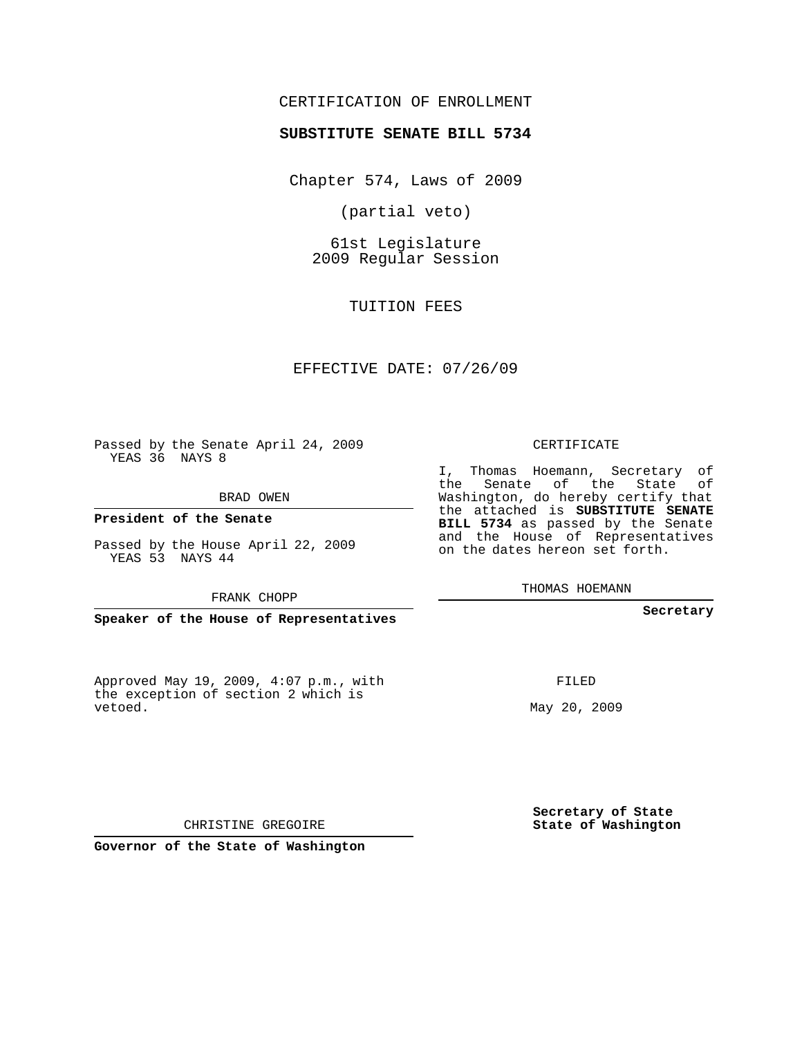CERTIFICATION OF ENROLLMENT

**SUBSTITUTE SENATE BILL 5734**

Chapter 574, Laws of 2009

(partial veto)

61st Legislature
2009 Regular Session

TUITION FEES

EFFECTIVE DATE: 07/26/09

Passed by the Senate April 24, 2009
YEAS 36 NAYS 8

BRAD OWEN

**President of the Senate**

Passed by the House April 22, 2009
YEAS 53 NAYS 44

FRANK CHOPP

**Speaker of the House of Representatives**

CERTIFICATE

I, Thomas Hoemann, Secretary of the Senate of the State of Washington, do hereby certify that the attached is **SUBSTITUTE SENATE BILL 5734** as passed by the Senate and the House of Representatives on the dates hereon set forth.

THOMAS HOEMANN

**Secretary**

Approved May 19, 2009, 4:07 p.m., with the exception of section 2 which is vetoed.

FILED

May 20, 2009

CHRISTINE GREGOIRE

**Governor of the State of Washington**

**Secretary of State**
**State of Washington**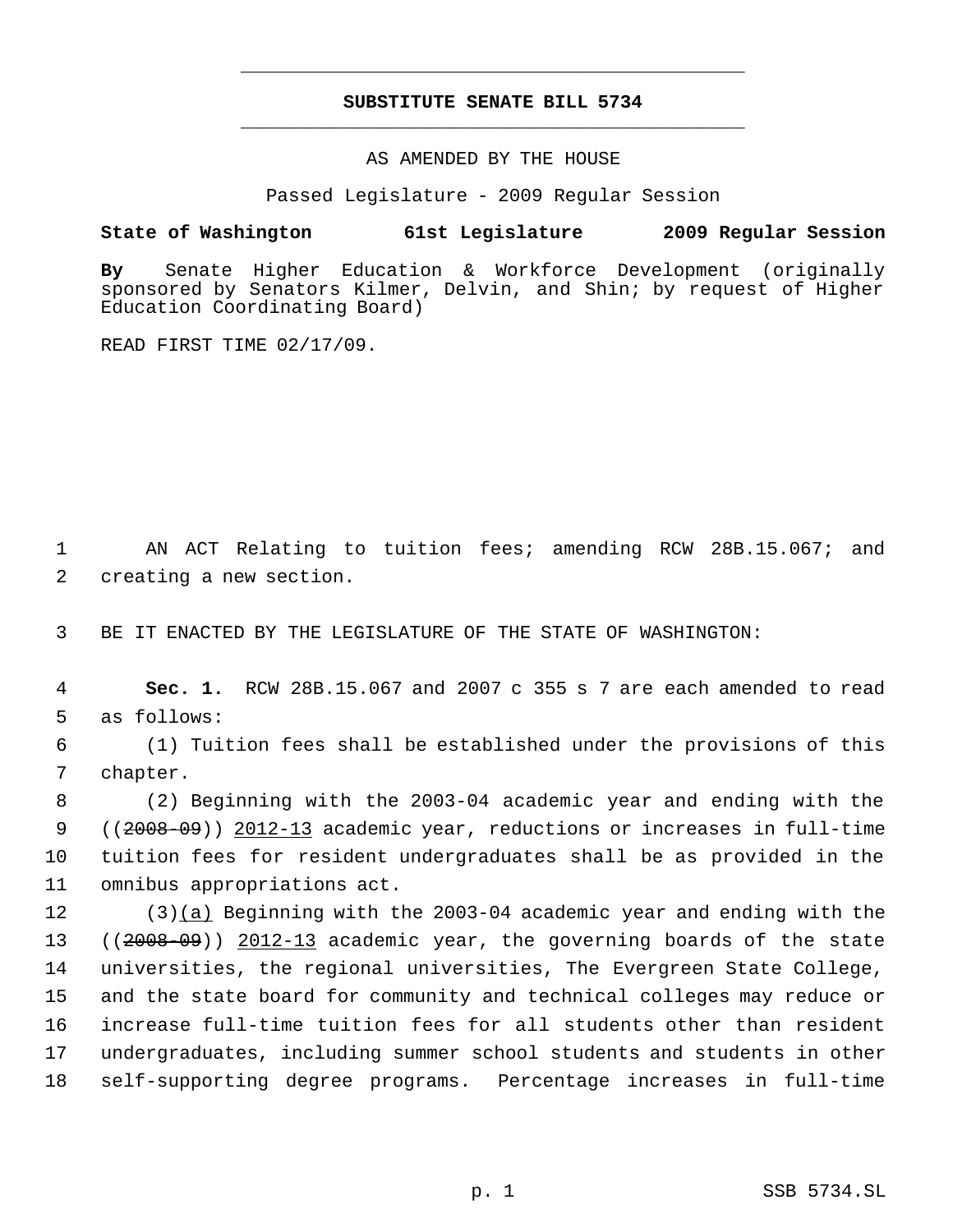# SUBSTITUTE SENATE BILL 5734

AS AMENDED BY THE HOUSE

Passed Legislature - 2009 Regular Session

**State of Washington 61st Legislature 2009 Regular Session**

**By** Senate Higher Education & Workforce Development (originally sponsored by Senators Kilmer, Delvin, and Shin; by request of Higher Education Coordinating Board)

READ FIRST TIME 02/17/09.

1 AN ACT Relating to tuition fees; amending RCW 28B.15.067; and
2 creating a new section.

3 BE IT ENACTED BY THE LEGISLATURE OF THE STATE OF WASHINGTON:

4 **Sec. 1.** RCW 28B.15.067 and 2007 c 355 s 7 are each amended to read
5 as follows:

6 (1) Tuition fees shall be established under the provisions of this
7 chapter.

8 (2) Beginning with the 2003-04 academic year and ending with the
9 ((~~2008-09~~)) <u>2012-13</u> academic year, reductions or increases in full-time
10 tuition fees for resident undergraduates shall be as provided in the
11 omnibus appropriations act.

12 (3)<u>(a)</u> Beginning with the 2003-04 academic year and ending with the
13 ((~~2008-09~~)) <u>2012-13</u> academic year, the governing boards of the state
14 universities, the regional universities, The Evergreen State College,
15 and the state board for community and technical colleges may reduce or
16 increase full-time tuition fees for all students other than resident
17 undergraduates, including summer school students and students in other
18 self-supporting degree programs. Percentage increases in full-time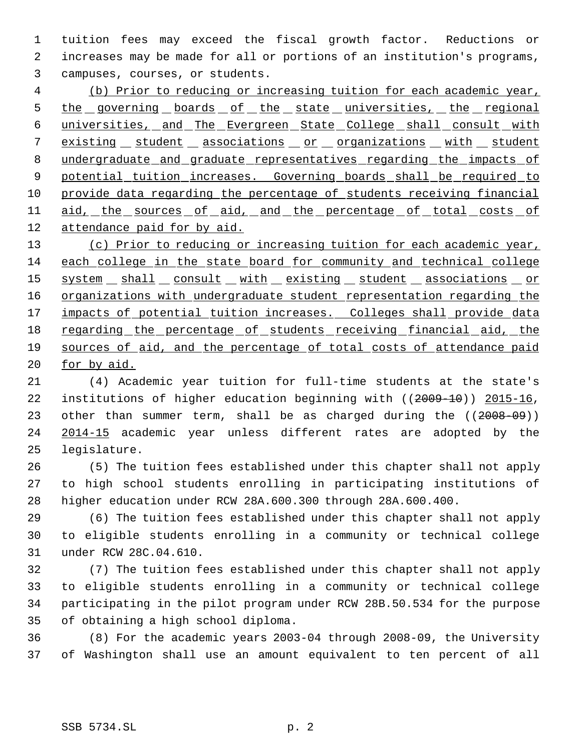tuition fees may exceed the fiscal growth factor. Reductions or increases may be made for all or portions of an institution's programs, campuses, courses, or students.

(b) Prior to reducing or increasing tuition for each academic year, the governing boards of the state universities, the regional universities, and The Evergreen State College shall consult with existing student associations or organizations with student undergraduate and graduate representatives regarding the impacts of potential tuition increases. Governing boards shall be required to provide data regarding the percentage of students receiving financial aid, the sources of aid, and the percentage of total costs of attendance paid for by aid.

(c) Prior to reducing or increasing tuition for each academic year, each college in the state board for community and technical college system shall consult with existing student associations or organizations with undergraduate student representation regarding the impacts of potential tuition increases. Colleges shall provide data regarding the percentage of students receiving financial aid, the sources of aid, and the percentage of total costs of attendance paid for by aid.

(4) Academic year tuition for full-time students at the state's institutions of higher education beginning with ((~~2009-10~~)) 2015-16, other than summer term, shall be as charged during the ((~~2008-09~~)) 2014-15 academic year unless different rates are adopted by the legislature.

(5) The tuition fees established under this chapter shall not apply to high school students enrolling in participating institutions of higher education under RCW 28A.600.300 through 28A.600.400.

(6) The tuition fees established under this chapter shall not apply to eligible students enrolling in a community or technical college under RCW 28C.04.610.

(7) The tuition fees established under this chapter shall not apply to eligible students enrolling in a community or technical college participating in the pilot program under RCW 28B.50.534 for the purpose of obtaining a high school diploma.

(8) For the academic years 2003-04 through 2008-09, the University of Washington shall use an amount equivalent to ten percent of all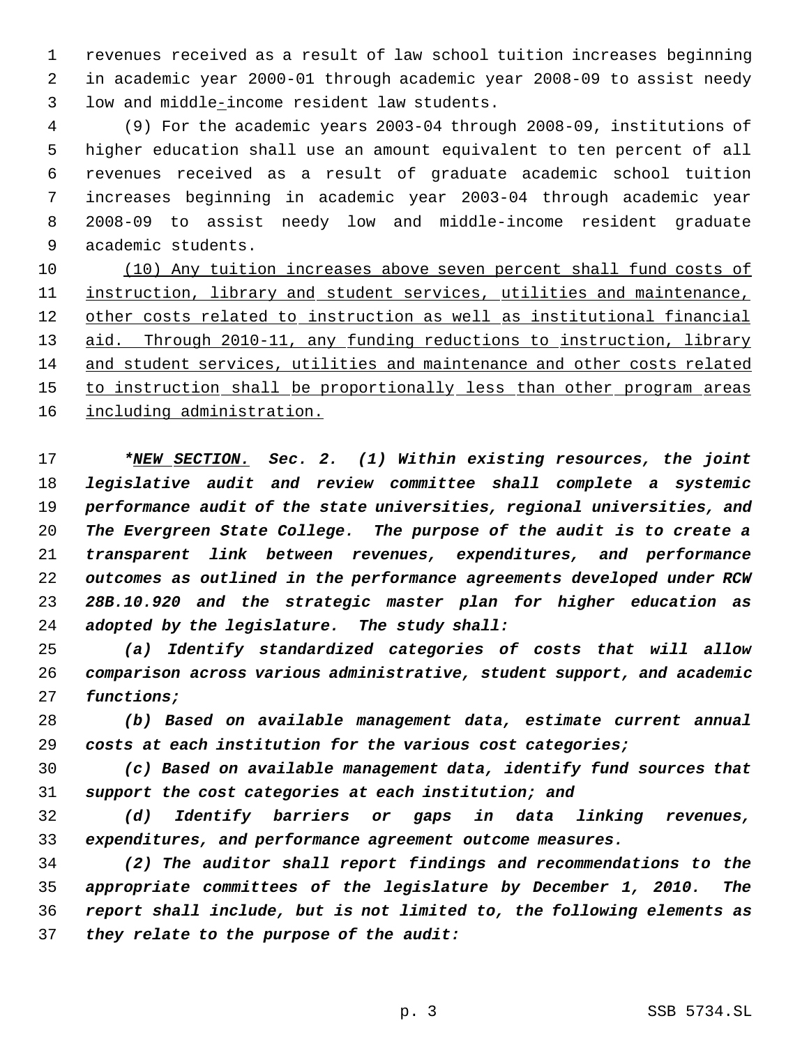revenues received as a result of law school tuition increases beginning in academic year 2000-01 through academic year 2008-09 to assist needy low and middle-income resident law students.

(9) For the academic years 2003-04 through 2008-09, institutions of higher education shall use an amount equivalent to ten percent of all revenues received as a result of graduate academic school tuition increases beginning in academic year 2003-04 through academic year 2008-09 to assist needy low and middle-income resident graduate academic students.

<u>(10) Any tuition increases above seven percent shall fund costs of instruction, library and student services, utilities and maintenance, other costs related to instruction as well as institutional financial aid. Through 2010-11, any funding reductions to instruction, library and student services, utilities and maintenance and other costs related to instruction shall be proportionally less than other program areas including administration.</u>

***<u>NEW SECTION.</u> Sec. 2. (1) Within existing resources, the joint legislative audit and review committee shall complete a systemic performance audit of the state universities, regional universities, and The Evergreen State College. The purpose of the audit is to create a transparent link between revenues, expenditures, and performance outcomes as outlined in the performance agreements developed under RCW 28B.10.920 and the strategic master plan for higher education as adopted by the legislature. The study shall:**

***(a) Identify standardized categories of costs that will allow comparison across various administrative, student support, and academic functions;***

***(b) Based on available management data, estimate current annual costs at each institution for the various cost categories;***

***(c) Based on available management data, identify fund sources that support the cost categories at each institution; and***

***(d) Identify barriers or gaps in data linking revenues, expenditures, and performance agreement outcome measures.***

***(2) The auditor shall report findings and recommendations to the appropriate committees of the legislature by December 1, 2010. The report shall include, but is not limited to, the following elements as they relate to the purpose of the audit:***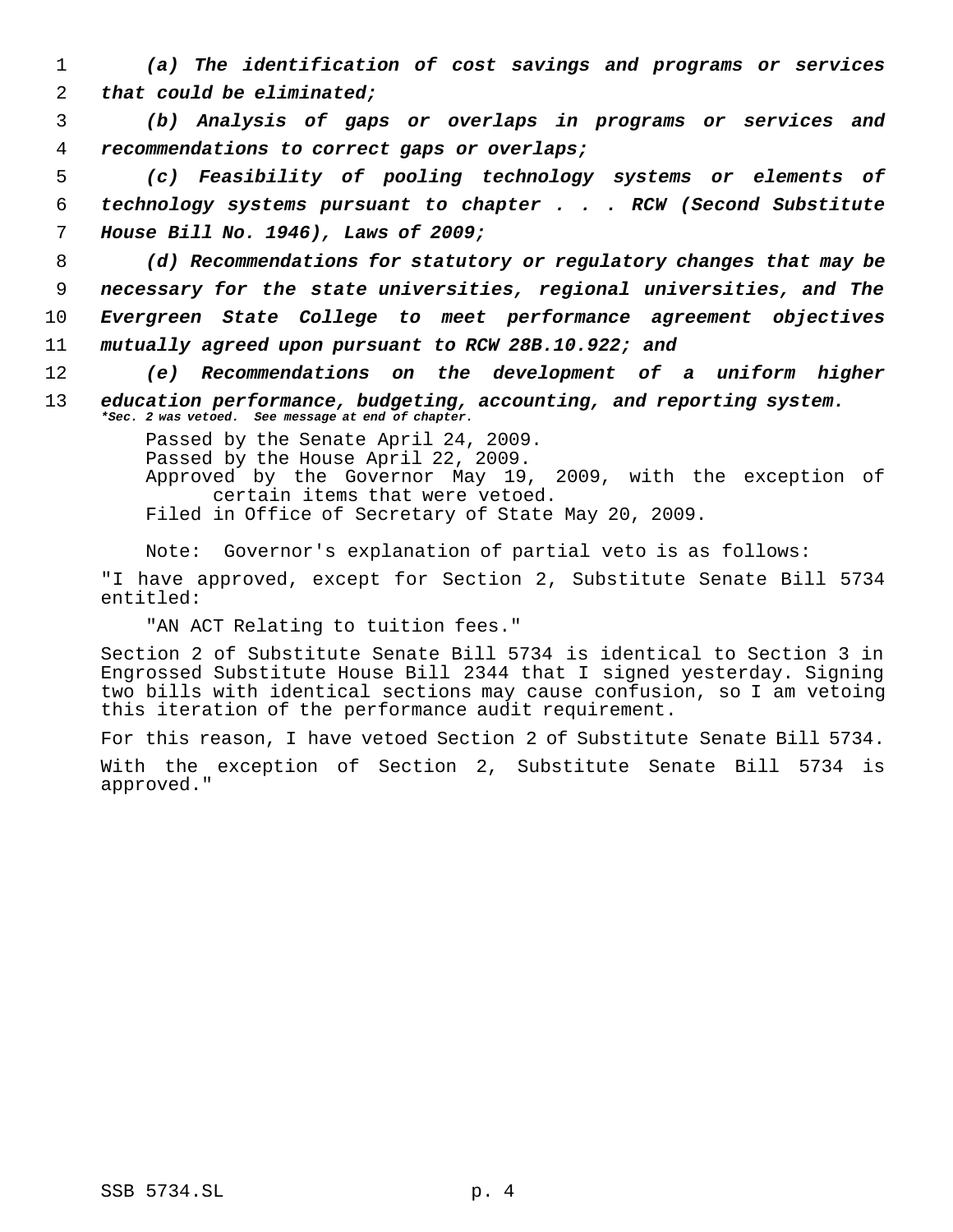***(a) The identification of cost savings and programs or services that could be eliminated;***

***(b) Analysis of gaps or overlaps in programs or services and recommendations to correct gaps or overlaps;***

***(c) Feasibility of pooling technology systems or elements of technology systems pursuant to chapter . . . RCW (Second Substitute House Bill No. 1946), Laws of 2009;***

***(d) Recommendations for statutory or regulatory changes that may be necessary for the state universities, regional universities, and The Evergreen State College to meet performance agreement objectives mutually agreed upon pursuant to RCW 28B.10.922; and***

***(e) Recommendations on the development of a uniform higher education performance, budgeting, accounting, and reporting system.***

***\*Sec. 2 was vetoed. See message at end of chapter.***

Passed by the Senate April 24, 2009.
Passed by the House April 22, 2009.
Approved by the Governor May 19, 2009, with the exception of certain items that were vetoed.
Filed in Office of Secretary of State May 20, 2009.

Note: Governor's explanation of partial veto is as follows:

"I have approved, except for Section 2, Substitute Senate Bill 5734 entitled:

"AN ACT Relating to tuition fees."

Section 2 of Substitute Senate Bill 5734 is identical to Section 3 in Engrossed Substitute House Bill 2344 that I signed yesterday. Signing two bills with identical sections may cause confusion, so I am vetoing this iteration of the performance audit requirement.

For this reason, I have vetoed Section 2 of Substitute Senate Bill 5734.

With the exception of Section 2, Substitute Senate Bill 5734 is approved."